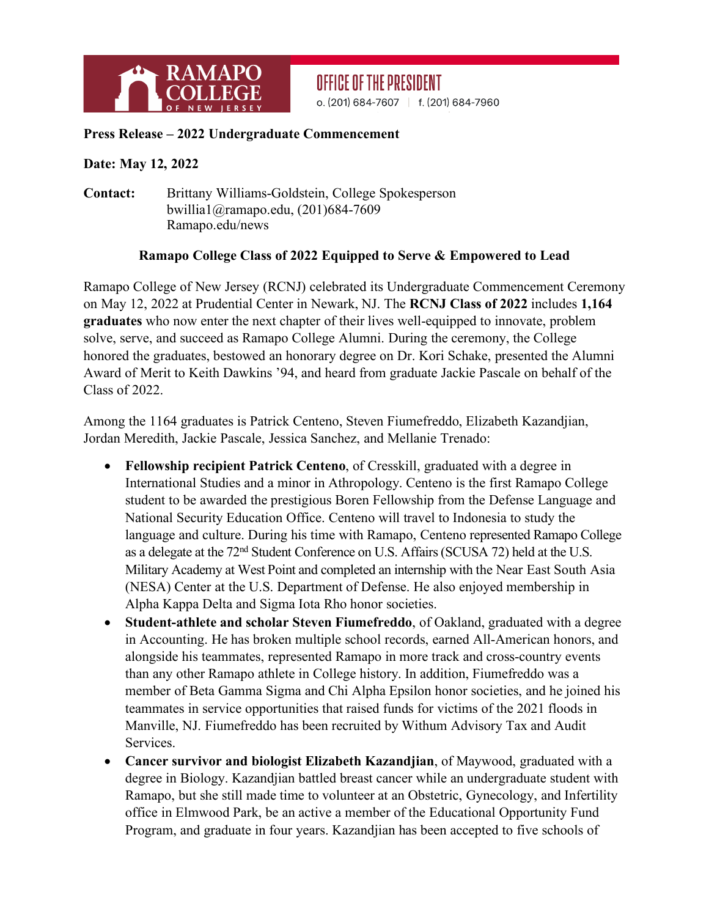RAMAPO COLLEGE OF NEW JERSEY

OFFICE OF THE PRESIDENT
o. (201) 684-7607 | f. (201) 684-7960

**Press Release – 2022 Undergraduate Commencement**

**Date: May 12, 2022**

**Contact:** Brittany Williams-Goldstein, College Spokesperson
bwillia1@ramapo.edu, (201)684-7609
Ramapo.edu/news

**Ramapo College Class of 2022 Equipped to Serve & Empowered to Lead**

Ramapo College of New Jersey (RCNJ) celebrated its Undergraduate Commencement Ceremony on May 12, 2022 at Prudential Center in Newark, NJ. The **RCNJ Class of 2022** includes **1,164 graduates** who now enter the next chapter of their lives well-equipped to innovate, problem solve, serve, and succeed as Ramapo College Alumni. During the ceremony, the College honored the graduates, bestowed an honorary degree on Dr. Kori Schake, presented the Alumni Award of Merit to Keith Dawkins '94, and heard from graduate Jackie Pascale on behalf of the Class of 2022.

Among the 1164 graduates is Patrick Centeno, Steven Fiumefreddo, Elizabeth Kazandjian, Jordan Meredith, Jackie Pascale, Jessica Sanchez, and Mellanie Trenado:

- **Fellowship recipient Patrick Centeno**, of Cresskill, graduated with a degree in International Studies and a minor in Athropology. Centeno is the first Ramapo College student to be awarded the prestigious Boren Fellowship from the Defense Language and National Security Education Office. Centeno will travel to Indonesia to study the language and culture. During his time with Ramapo, Centeno represented Ramapo College as a delegate at the 72nd Student Conference on U.S. Affairs (SCUSA 72) held at the U.S. Military Academy at West Point and completed an internship with the Near East South Asia (NESA) Center at the U.S. Department of Defense. He also enjoyed membership in Alpha Kappa Delta and Sigma Iota Rho honor societies.
- **Student-athlete and scholar Steven Fiumefreddo**, of Oakland, graduated with a degree in Accounting. He has broken multiple school records, earned All-American honors, and alongside his teammates, represented Ramapo in more track and cross-country events than any other Ramapo athlete in College history. In addition, Fiumefreddo was a member of Beta Gamma Sigma and Chi Alpha Epsilon honor societies, and he joined his teammates in service opportunities that raised funds for victims of the 2021 floods in Manville, NJ. Fiumefreddo has been recruited by Withum Advisory Tax and Audit Services.
- **Cancer survivor and biologist Elizabeth Kazandjian**, of Maywood, graduated with a degree in Biology. Kazandjian battled breast cancer while an undergraduate student with Ramapo, but she still made time to volunteer at an Obstetric, Gynecology, and Infertility office in Elmwood Park, be an active a member of the Educational Opportunity Fund Program, and graduate in four years. Kazandjian has been accepted to five schools of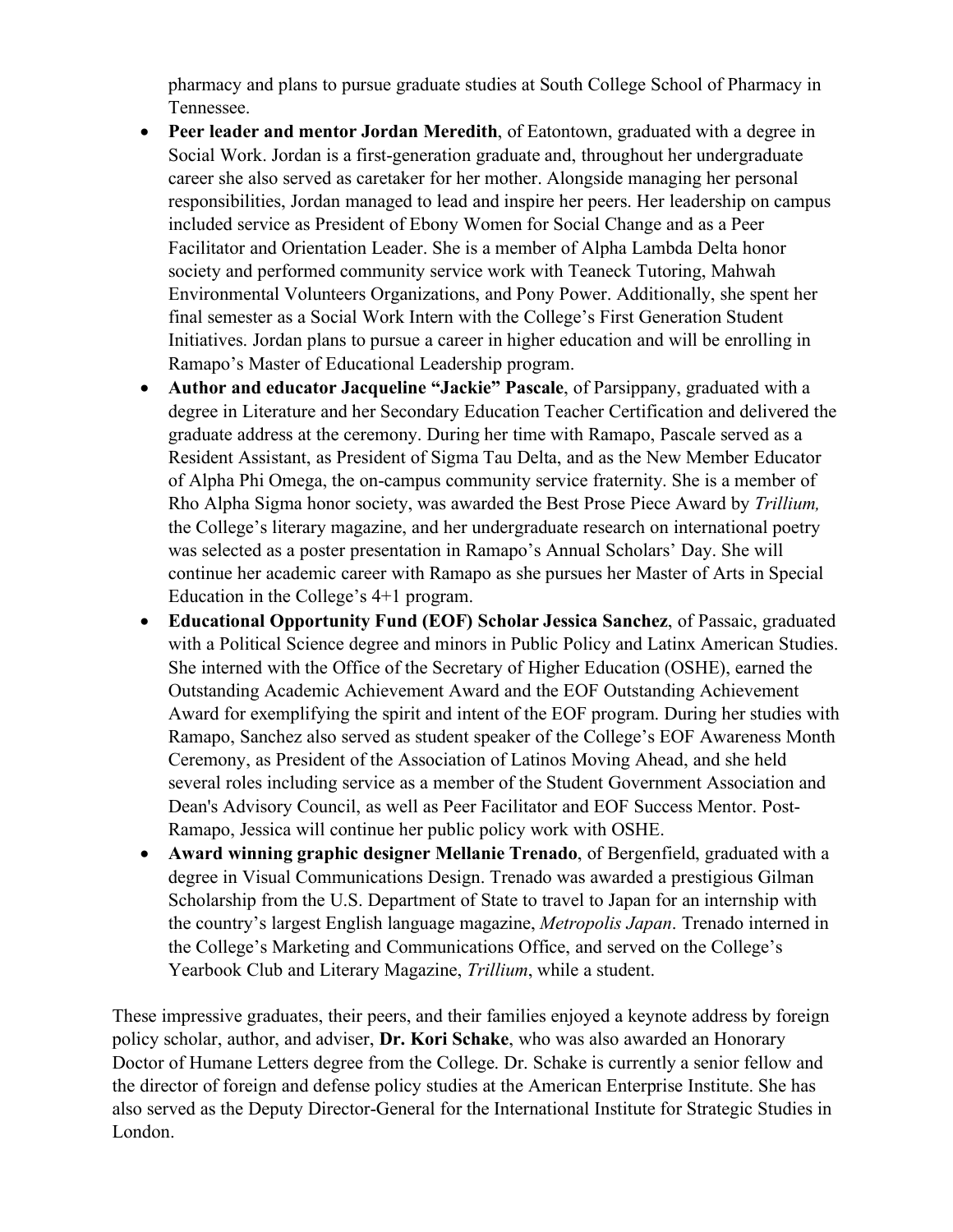pharmacy and plans to pursue graduate studies at South College School of Pharmacy in Tennessee.

- **Peer leader and mentor Jordan Meredith**, of Eatontown, graduated with a degree in Social Work. Jordan is a first-generation graduate and, throughout her undergraduate career she also served as caretaker for her mother. Alongside managing her personal responsibilities, Jordan managed to lead and inspire her peers. Her leadership on campus included service as President of Ebony Women for Social Change and as a Peer Facilitator and Orientation Leader. She is a member of Alpha Lambda Delta honor society and performed community service work with Teaneck Tutoring, Mahwah Environmental Volunteers Organizations, and Pony Power. Additionally, she spent her final semester as a Social Work Intern with the College's First Generation Student Initiatives. Jordan plans to pursue a career in higher education and will be enrolling in Ramapo's Master of Educational Leadership program.
- **Author and educator Jacqueline "Jackie" Pascale**, of Parsippany, graduated with a degree in Literature and her Secondary Education Teacher Certification and delivered the graduate address at the ceremony. During her time with Ramapo, Pascale served as a Resident Assistant, as President of Sigma Tau Delta, and as the New Member Educator of Alpha Phi Omega, the on-campus community service fraternity. She is a member of Rho Alpha Sigma honor society, was awarded the Best Prose Piece Award by *Trillium,* the College's literary magazine, and her undergraduate research on international poetry was selected as a poster presentation in Ramapo's Annual Scholars' Day. She will continue her academic career with Ramapo as she pursues her Master of Arts in Special Education in the College's 4+1 program.
- **Educational Opportunity Fund (EOF) Scholar Jessica Sanchez**, of Passaic, graduated with a Political Science degree and minors in Public Policy and Latinx American Studies. She interned with the Office of the Secretary of Higher Education (OSHE), earned the Outstanding Academic Achievement Award and the EOF Outstanding Achievement Award for exemplifying the spirit and intent of the EOF program. During her studies with Ramapo, Sanchez also served as student speaker of the College's EOF Awareness Month Ceremony, as President of the Association of Latinos Moving Ahead, and she held several roles including service as a member of the Student Government Association and Dean's Advisory Council, as well as Peer Facilitator and EOF Success Mentor. Post-Ramapo, Jessica will continue her public policy work with OSHE.
- **Award winning graphic designer Mellanie Trenado**, of Bergenfield, graduated with a degree in Visual Communications Design. Trenado was awarded a prestigious Gilman Scholarship from the U.S. Department of State to travel to Japan for an internship with the country's largest English language magazine, *Metropolis Japan*. Trenado interned in the College's Marketing and Communications Office, and served on the College's Yearbook Club and Literary Magazine, *Trillium*, while a student.

These impressive graduates, their peers, and their families enjoyed a keynote address by foreign policy scholar, author, and adviser, **Dr. Kori Schake**, who was also awarded an Honorary Doctor of Humane Letters degree from the College. Dr. Schake is currently a senior fellow and the director of foreign and defense policy studies at the American Enterprise Institute. She has also served as the Deputy Director-General for the International Institute for Strategic Studies in London.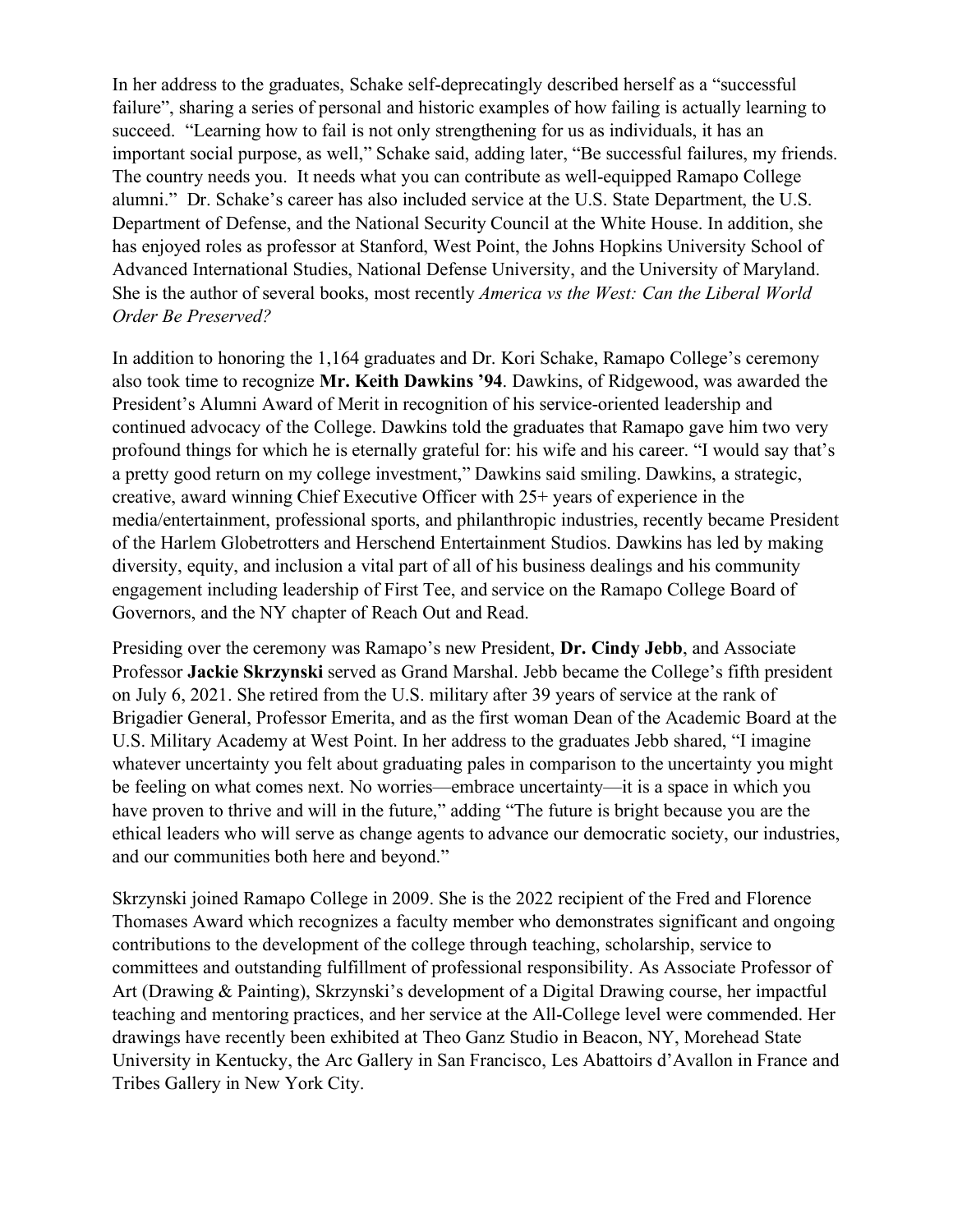In her address to the graduates, Schake self-deprecatingly described herself as a "successful failure", sharing a series of personal and historic examples of how failing is actually learning to succeed. "Learning how to fail is not only strengthening for us as individuals, it has an important social purpose, as well," Schake said, adding later, "Be successful failures, my friends. The country needs you. It needs what you can contribute as well-equipped Ramapo College alumni." Dr. Schake's career has also included service at the U.S. State Department, the U.S. Department of Defense, and the National Security Council at the White House. In addition, she has enjoyed roles as professor at Stanford, West Point, the Johns Hopkins University School of Advanced International Studies, National Defense University, and the University of Maryland. She is the author of several books, most recently *America vs the West: Can the Liberal World Order Be Preserved?*

In addition to honoring the 1,164 graduates and Dr. Kori Schake, Ramapo College's ceremony also took time to recognize **Mr. Keith Dawkins '94**. Dawkins, of Ridgewood, was awarded the President's Alumni Award of Merit in recognition of his service-oriented leadership and continued advocacy of the College. Dawkins told the graduates that Ramapo gave him two very profound things for which he is eternally grateful for: his wife and his career. "I would say that's a pretty good return on my college investment," Dawkins said smiling. Dawkins, a strategic, creative, award winning Chief Executive Officer with 25+ years of experience in the media/entertainment, professional sports, and philanthropic industries, recently became President of the Harlem Globetrotters and Herschend Entertainment Studios. Dawkins has led by making diversity, equity, and inclusion a vital part of all of his business dealings and his community engagement including leadership of First Tee, and service on the Ramapo College Board of Governors, and the NY chapter of Reach Out and Read.

Presiding over the ceremony was Ramapo's new President, **Dr. Cindy Jebb**, and Associate Professor **Jackie Skrzynski** served as Grand Marshal. Jebb became the College's fifth president on July 6, 2021. She retired from the U.S. military after 39 years of service at the rank of Brigadier General, Professor Emerita, and as the first woman Dean of the Academic Board at the U.S. Military Academy at West Point. In her address to the graduates Jebb shared, "I imagine whatever uncertainty you felt about graduating pales in comparison to the uncertainty you might be feeling on what comes next. No worries—embrace uncertainty—it is a space in which you have proven to thrive and will in the future," adding "The future is bright because you are the ethical leaders who will serve as change agents to advance our democratic society, our industries, and our communities both here and beyond."

Skrzynski joined Ramapo College in 2009. She is the 2022 recipient of the Fred and Florence Thomases Award which recognizes a faculty member who demonstrates significant and ongoing contributions to the development of the college through teaching, scholarship, service to committees and outstanding fulfillment of professional responsibility. As Associate Professor of Art (Drawing & Painting), Skrzynski's development of a Digital Drawing course, her impactful teaching and mentoring practices, and her service at the All-College level were commended. Her drawings have recently been exhibited at Theo Ganz Studio in Beacon, NY, Morehead State University in Kentucky, the Arc Gallery in San Francisco, Les Abattoirs d'Avallon in France and Tribes Gallery in New York City.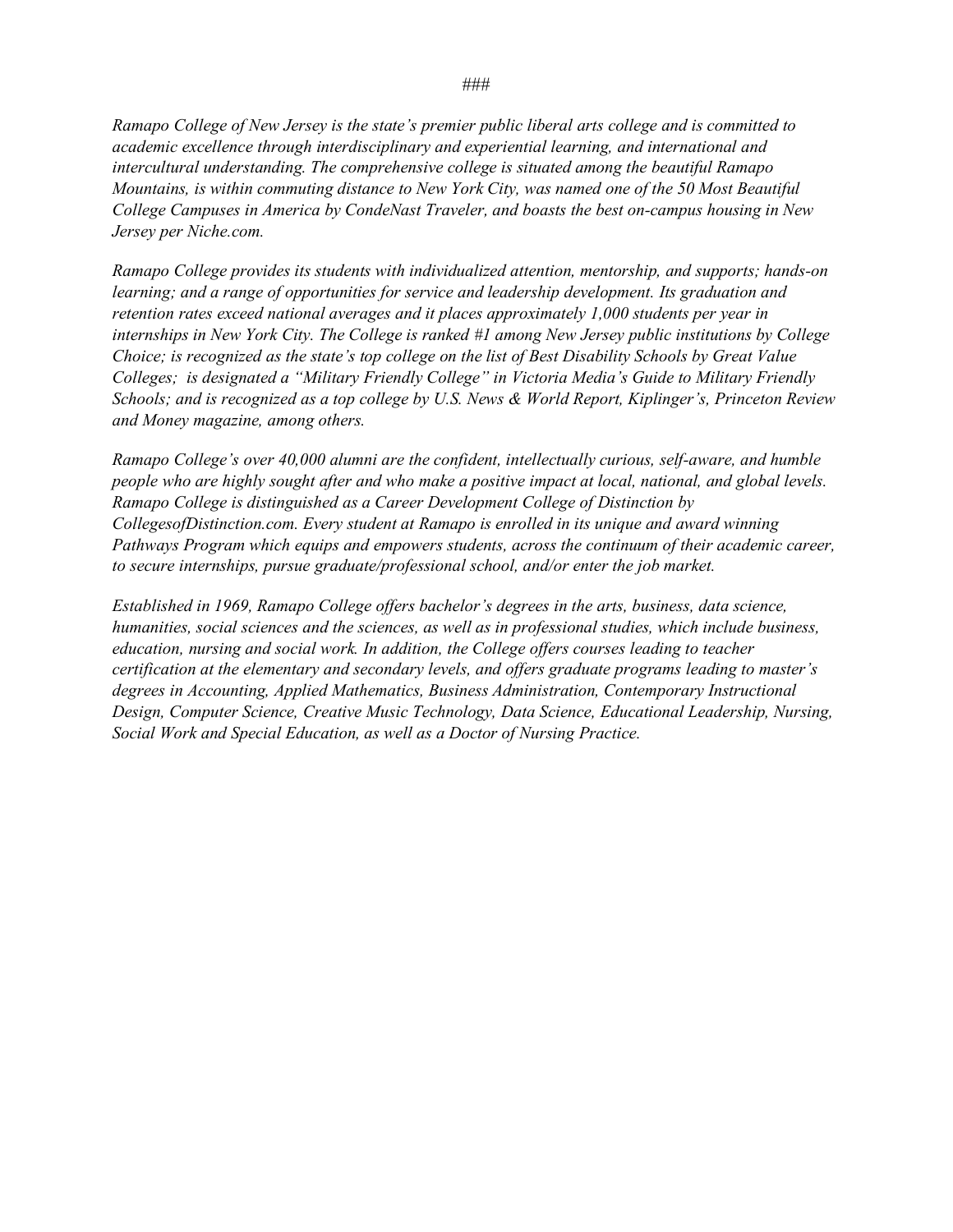###

*Ramapo College of New Jersey is the state's premier public liberal arts college and is committed to academic excellence through interdisciplinary and experiential learning, and international and intercultural understanding. The comprehensive college is situated among the beautiful Ramapo Mountains, is within commuting distance to New York City, was named one of the 50 Most Beautiful College Campuses in America by CondeNast Traveler, and boasts the best on-campus housing in New Jersey per Niche.com.*

*Ramapo College provides its students with individualized attention, mentorship, and supports; hands-on learning; and a range of opportunities for service and leadership development. Its graduation and retention rates exceed national averages and it places approximately 1,000 students per year in internships in New York City. The College is ranked #1 among New Jersey public institutions by College Choice; is recognized as the state's top college on the list of Best Disability Schools by Great Value Colleges; is designated a "Military Friendly College" in Victoria Media's Guide to Military Friendly Schools; and is recognized as a top college by U.S. News & World Report, Kiplinger's, Princeton Review and Money magazine, among others.*

*Ramapo College's over 40,000 alumni are the confident, intellectually curious, self-aware, and humble people who are highly sought after and who make a positive impact at local, national, and global levels. Ramapo College is distinguished as a Career Development College of Distinction by CollegesofDistinction.com. Every student at Ramapo is enrolled in its unique and award winning Pathways Program which equips and empowers students, across the continuum of their academic career, to secure internships, pursue graduate/professional school, and/or enter the job market.*

*Established in 1969, Ramapo College offers bachelor's degrees in the arts, business, data science, humanities, social sciences and the sciences, as well as in professional studies, which include business, education, nursing and social work. In addition, the College offers courses leading to teacher certification at the elementary and secondary levels, and offers graduate programs leading to master's degrees in Accounting, Applied Mathematics, Business Administration, Contemporary Instructional Design, Computer Science, Creative Music Technology, Data Science, Educational Leadership, Nursing, Social Work and Special Education, as well as a Doctor of Nursing Practice.*